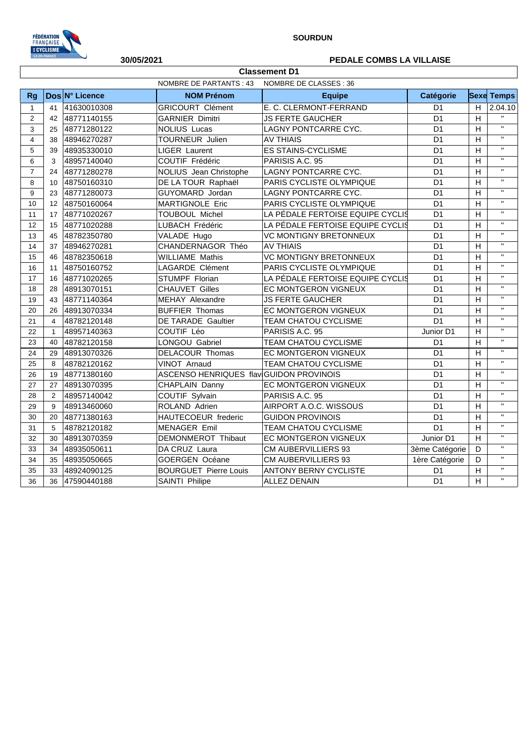**SOURDUN**

**30/05/2021**

**PEDALE COMBS LA VILLAISE**

## Classement D1

NOMBRE DE PARTANTS : 43 NOMBRE DE CLASSES : 36

| Rg | Dos | N° Licence | NOM Prénom | Equipe | Catégorie | Sexe | Temps |
|---|---|---|---|---|---|---|---|
| 1 | 41 | 41630010308 | GRICOURT Clément | E. C. CLERMONT-FERRAND | D1 | H | 2.04.10 |
| 2 | 42 | 48771140155 | GARNIER Dimitri | JS FERTE GAUCHER | D1 | H | " |
| 3 | 25 | 48771280122 | NOLIUS Lucas | LAGNY PONTCARRE CYC. | D1 | H | " |
| 4 | 38 | 48946270287 | TOURNEUR Julien | AV THIAIS | D1 | H | " |
| 5 | 39 | 48935330010 | LIGER Laurent | ES STAINS-CYCLISME | D1 | H | " |
| 6 | 3 | 48957140040 | COUTIF Frédéric | PARISIS A.C. 95 | D1 | H | " |
| 7 | 24 | 48771280278 | NOLIUS Jean Christophe | LAGNY PONTCARRE CYC. | D1 | H | " |
| 8 | 10 | 48750160310 | DE LA TOUR Raphaël | PARIS CYCLISTE OLYMPIQUE | D1 | H | " |
| 9 | 23 | 48771280073 | GUYOMARD Jordan | LAGNY PONTCARRE CYC. | D1 | H | " |
| 10 | 12 | 48750160064 | MARTIGNOLE Eric | PARIS CYCLISTE OLYMPIQUE | D1 | H | " |
| 11 | 17 | 48771020267 | TOUBOUL Michel | LA PÉDALE FERTOISE EQUIPE CYCLIS | D1 | H | " |
| 12 | 15 | 48771020288 | LUBACH Frédéric | LA PÉDALE FERTOISE EQUIPE CYCLIS | D1 | H | " |
| 13 | 45 | 48782350780 | VALADE Hugo | VC MONTIGNY BRETONNEUX | D1 | H | " |
| 14 | 37 | 48946270281 | CHANDERNAGOR Théo | AV THIAIS | D1 | H | " |
| 15 | 46 | 48782350618 | WILLIAME Mathis | VC MONTIGNY BRETONNEUX | D1 | H | " |
| 16 | 11 | 48750160752 | LAGARDE Clément | PARIS CYCLISTE OLYMPIQUE | D1 | H | " |
| 17 | 16 | 48771020265 | STUMPF Florian | LA PÉDALE FERTOISE EQUIPE CYCLIS | D1 | H | " |
| 18 | 28 | 48913070151 | CHAUVET Gilles | EC MONTGERON VIGNEUX | D1 | H | " |
| 19 | 43 | 48771140364 | MEHAY Alexandre | JS FERTE GAUCHER | D1 | H | " |
| 20 | 26 | 48913070334 | BUFFIER Thomas | EC MONTGERON VIGNEUX | D1 | H | " |
| 21 | 4 | 48782120148 | DE TARADE Gaultier | TEAM CHATOU CYCLISME | D1 | H | " |
| 22 | 1 | 48957140363 | COUTIF Léo | PARISIS A.C. 95 | Junior D1 | H | " |
| 23 | 40 | 48782120158 | LONGOU Gabriel | TEAM CHATOU CYCLISME | D1 | H | " |
| 24 | 29 | 48913070326 | DELACOUR Thomas | EC MONTGERON VIGNEUX | D1 | H | " |
| 25 | 8 | 48782120162 | VINOT Arnaud | TEAM CHATOU CYCLISME | D1 | H | " |
| 26 | 19 | 48771380160 | ASCENSO HENRIQUES flavi | GUIDON PROVINOIS | D1 | H | " |
| 27 | 27 | 48913070395 | CHAPLAIN Danny | EC MONTGERON VIGNEUX | D1 | H | " |
| 28 | 2 | 48957140042 | COUTIF Sylvain | PARISIS A.C. 95 | D1 | H | " |
| 29 | 9 | 48913460060 | ROLAND Adrien | AIRPORT A.O.C. WISSOUS | D1 | H | " |
| 30 | 20 | 48771380163 | HAUTECOEUR frederic | GUIDON PROVINOIS | D1 | H | " |
| 31 | 5 | 48782120182 | MENAGER Emil | TEAM CHATOU CYCLISME | D1 | H | " |
| 32 | 30 | 48913070359 | DEMONMEROT Thibaut | EC MONTGERON VIGNEUX | Junior D1 | H | " |
| 33 | 34 | 48935050611 | DA CRUZ Laura | CM AUBERVILLIERS 93 | 3ème Catégorie | D | " |
| 34 | 35 | 48935050665 | GOERGEN Océane | CM AUBERVILLIERS 93 | 1ère Catégorie | D | " |
| 35 | 33 | 48924090125 | BOURGUET Pierre Louis | ANTONY BERNY CYCLISTE | D1 | H | " |
| 36 | 36 | 47590440188 | SAINTI Philipe | ALLEZ DENAIN | D1 | H | " |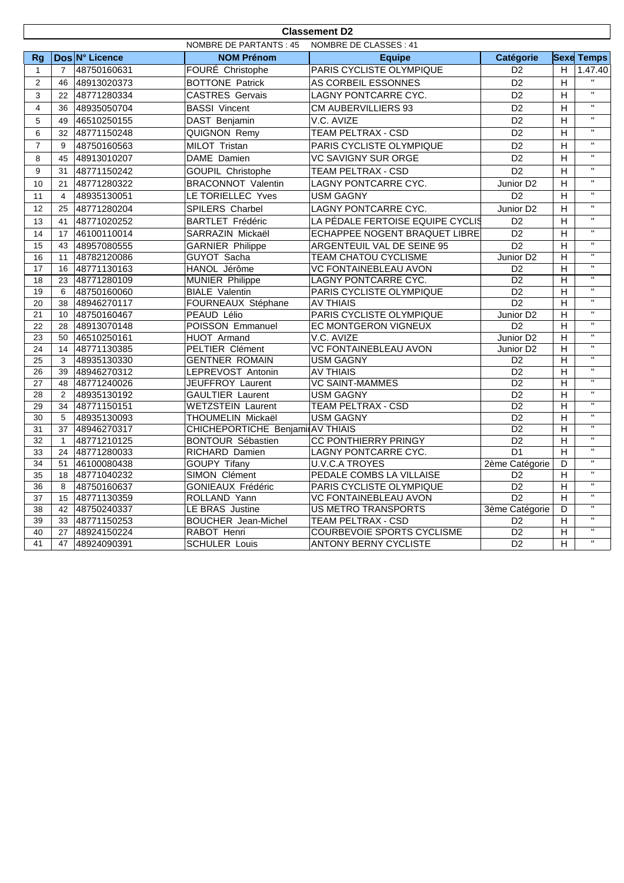## Classement D2

NOMBRE DE PARTANTS : 45 NOMBRE DE CLASSES : 41

| Rg | Dos | N° Licence | NOM Prénom | Equipe | Catégorie | Sexe | Temps |
|---|---|---|---|---|---|---|---|
| 1 | 7 | 48750160631 | FOURÉ Christophe | PARIS CYCLISTE OLYMPIQUE | D2 | H | 1.47.40 |
| 2 | 46 | 48913020373 | BOTTONE Patrick | AS CORBEIL ESSONNES | D2 | H | " |
| 3 | 22 | 48771280334 | CASTRES Gervais | LAGNY PONTCARRE CYC. | D2 | H | " |
| 4 | 36 | 48935050704 | BASSI Vincent | CM AUBERVILLIERS 93 | D2 | H | " |
| 5 | 49 | 46510250155 | DAST Benjamin | V.C. AVIZE | D2 | H | " |
| 6 | 32 | 48771150248 | QUIGNON Remy | TEAM PELTRAX - CSD | D2 | H | " |
| 7 | 9 | 48750160563 | MILOT Tristan | PARIS CYCLISTE OLYMPIQUE | D2 | H | " |
| 8 | 45 | 48913010207 | DAME Damien | VC SAVIGNY SUR ORGE | D2 | H | " |
| 9 | 31 | 48771150242 | GOUPIL Christophe | TEAM PELTRAX - CSD | D2 | H | " |
| 10 | 21 | 48771280322 | BRACONNOT Valentin | LAGNY PONTCARRE CYC. | Junior D2 | H | " |
| 11 | 4 | 48935130051 | LE TORIELLEC Yves | USM GAGNY | D2 | H | " |
| 12 | 25 | 48771280204 | SPILERS Charbel | LAGNY PONTCARRE CYC. | Junior D2 | H | " |
| 13 | 41 | 48771020252 | BARTLET Frédéric | LA PÉDALE FERTOISE EQUIPE CYCLIS | D2 | H | " |
| 14 | 17 | 46100110014 | SARRAZIN Mickaël | ECHAPPEE NOGENT BRAQUET LIBRE | D2 | H | " |
| 15 | 43 | 48957080555 | GARNIER Philippe | ARGENTEUIL VAL DE SEINE 95 | D2 | H | " |
| 16 | 11 | 48782120086 | GUYOT Sacha | TEAM CHATOU CYCLISME | Junior D2 | H | " |
| 17 | 16 | 48771130163 | HANOL Jérôme | VC FONTAINEBLEAU AVON | D2 | H | " |
| 18 | 23 | 48771280109 | MUNIER Philippe | LAGNY PONTCARRE CYC. | D2 | H | " |
| 19 | 6 | 48750160060 | BIALE Valentin | PARIS CYCLISTE OLYMPIQUE | D2 | H | " |
| 20 | 38 | 48946270117 | FOURNEAUX Stéphane | AV THIAIS | D2 | H | " |
| 21 | 10 | 48750160467 | PEAUD Lélio | PARIS CYCLISTE OLYMPIQUE | Junior D2 | H | " |
| 22 | 28 | 48913070148 | POISSON Emmanuel | EC MONTGERON VIGNEUX | D2 | H | " |
| 23 | 50 | 46510250161 | HUOT Armand | V.C. AVIZE | Junior D2 | H | " |
| 24 | 14 | 48771130385 | PELTIER Clément | VC FONTAINEBLEAU AVON | Junior D2 | H | " |
| 25 | 3 | 48935130330 | GENTNER ROMAIN | USM GAGNY | D2 | H | " |
| 26 | 39 | 48946270312 | LEPREVOST Antonin | AV THIAIS | D2 | H | " |
| 27 | 48 | 48771240026 | JEUFFROY Laurent | VC SAINT-MAMMES | D2 | H | " |
| 28 | 2 | 48935130192 | GAULTIER Laurent | USM GAGNY | D2 | H | " |
| 29 | 34 | 48771150151 | WETZSTEIN Laurent | TEAM PELTRAX - CSD | D2 | H | " |
| 30 | 5 | 48935130093 | THOUMELIN Mickaël | USM GAGNY | D2 | H | " |
| 31 | 37 | 48946270317 | CHICHEPORTICHE Benjami | AV THIAIS | D2 | H | " |
| 32 | 1 | 48771210125 | BONTOUR Sébastien | CC PONTHIERRY PRINGY | D2 | H | " |
| 33 | 24 | 48771280033 | RICHARD Damien | LAGNY PONTCARRE CYC. | D1 | H | " |
| 34 | 51 | 46100080438 | GOUPY Tifany | U.V.C.A TROYES | 2ème Catégorie | D | " |
| 35 | 18 | 48771040232 | SIMON Clément | PEDALE COMBS LA VILLAISE | D2 | H | " |
| 36 | 8 | 48750160637 | GONIEAUX Frédéric | PARIS CYCLISTE OLYMPIQUE | D2 | H | " |
| 37 | 15 | 48771130359 | ROLLAND Yann | VC FONTAINEBLEAU AVON | D2 | H | " |
| 38 | 42 | 48750240337 | LE BRAS Justine | US METRO TRANSPORTS | 3ème Catégorie | D | " |
| 39 | 33 | 48771150253 | BOUCHER Jean-Michel | TEAM PELTRAX - CSD | D2 | H | " |
| 40 | 27 | 48924150224 | RABOT Henri | COURBEVOIE SPORTS CYCLISME | D2 | H | " |
| 41 | 47 | 48924090391 | SCHULER Louis | ANTONY BERNY CYCLISTE | D2 | H | " |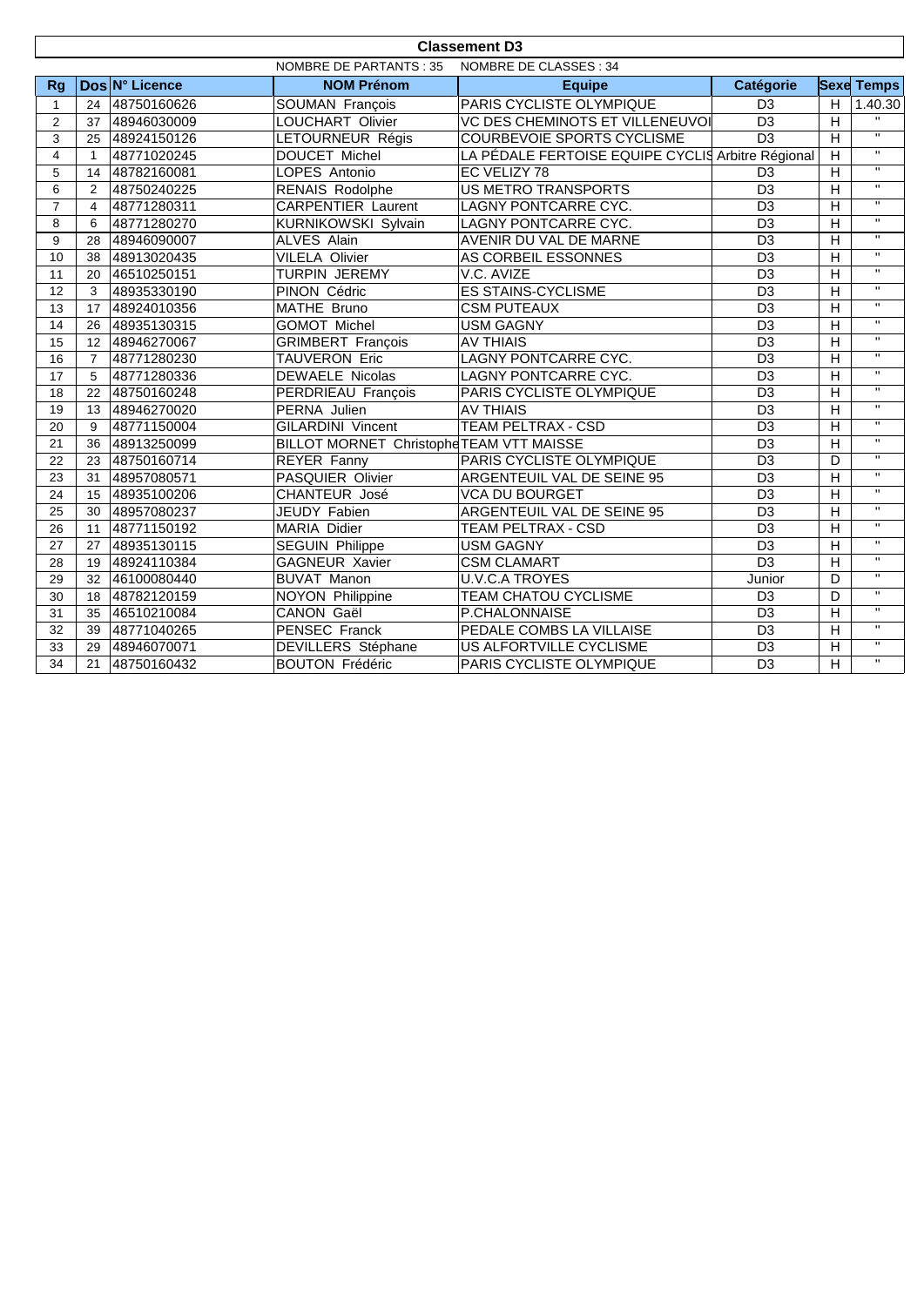## Classement D3

NOMBRE DE PARTANTS : 35 NOMBRE DE CLASSES : 34

| Rg | Dos | N° Licence | NOM Prénom | Equipe | Catégorie | Sexe | Temps |
|---|---|---|---|---|---|---|---|
| 1 | 24 | 48750160626 | SOUMAN François | PARIS CYCLISTE OLYMPIQUE | D3 | H | 1.40.30 |
| 2 | 37 | 48946030009 | LOUCHART Olivier | VC DES CHEMINOTS ET VILLENEUVOI | D3 | H | " |
| 3 | 25 | 48924150126 | LETOURNEUR Régis | COURBEVOIE SPORTS CYCLISME | D3 | H | " |
| 4 | 1 | 48771020245 | DOUCET Michel | LA PÉDALE FERTOISE EQUIPE CYCLIS | Arbitre Régional | H | " |
| 5 | 14 | 48782160081 | LOPES Antonio | EC VELIZY 78 | D3 | H | " |
| 6 | 2 | 48750240225 | RENAIS Rodolphe | US METRO TRANSPORTS | D3 | H | " |
| 7 | 4 | 48771280311 | CARPENTIER Laurent | LAGNY PONTCARRE CYC. | D3 | H | " |
| 8 | 6 | 48771280270 | KURNIKOWSKI Sylvain | LAGNY PONTCARRE CYC. | D3 | H | " |
| 9 | 28 | 48946090007 | ALVES Alain | AVENIR DU VAL DE MARNE | D3 | H | " |
| 10 | 38 | 48913020435 | VILELA Olivier | AS CORBEIL ESSONNES | D3 | H | " |
| 11 | 20 | 46510250151 | TURPIN JEREMY | V.C. AVIZE | D3 | H | " |
| 12 | 3 | 48935330190 | PINON Cédric | ES STAINS-CYCLISME | D3 | H | " |
| 13 | 17 | 48924010356 | MATHE Bruno | CSM PUTEAUX | D3 | H | " |
| 14 | 26 | 48935130315 | GOMOT Michel | USM GAGNY | D3 | H | " |
| 15 | 12 | 48946270067 | GRIMBERT François | AV THIAIS | D3 | H | " |
| 16 | 7 | 48771280230 | TAUVERON Eric | LAGNY PONTCARRE CYC. | D3 | H | " |
| 17 | 5 | 48771280336 | DEWAELE Nicolas | LAGNY PONTCARRE CYC. | D3 | H | " |
| 18 | 22 | 48750160248 | PERDRIEAU François | PARIS CYCLISTE OLYMPIQUE | D3 | H | " |
| 19 | 13 | 48946270020 | PERNA Julien | AV THIAIS | D3 | H | " |
| 20 | 9 | 48771150004 | GILARDINI Vincent | TEAM PELTRAX - CSD | D3 | H | " |
| 21 | 36 | 48913250099 | BILLOT MORNET Christophe | TEAM VTT MAISSE | D3 | H | " |
| 22 | 23 | 48750160714 | REYER Fanny | PARIS CYCLISTE OLYMPIQUE | D3 | D | " |
| 23 | 31 | 48957080571 | PASQUIER Olivier | ARGENTEUIL VAL DE SEINE 95 | D3 | H | " |
| 24 | 15 | 48935100206 | CHANTEUR José | VCA DU BOURGET | D3 | H | " |
| 25 | 30 | 48957080237 | JEUDY Fabien | ARGENTEUIL VAL DE SEINE 95 | D3 | H | " |
| 26 | 11 | 48771150192 | MARIA Didier | TEAM PELTRAX - CSD | D3 | H | " |
| 27 | 27 | 48935130115 | SEGUIN Philippe | USM GAGNY | D3 | H | " |
| 28 | 19 | 48924110384 | GAGNEUR Xavier | CSM CLAMART | D3 | H | " |
| 29 | 32 | 46100080440 | BUVAT Manon | U.V.C.A TROYES | Junior | D | " |
| 30 | 18 | 48782120159 | NOYON Philippine | TEAM CHATOU CYCLISME | D3 | D | " |
| 31 | 35 | 46510210084 | CANON Gaël | P.CHALONNAISE | D3 | H | " |
| 32 | 39 | 48771040265 | PENSEC Franck | PEDALE COMBS LA VILLAISE | D3 | H | " |
| 33 | 29 | 48946070071 | DEVILLERS Stéphane | US ALFORTVILLE CYCLISME | D3 | H | " |
| 34 | 21 | 48750160432 | BOUTON Frédéric | PARIS CYCLISTE OLYMPIQUE | D3 | H | " |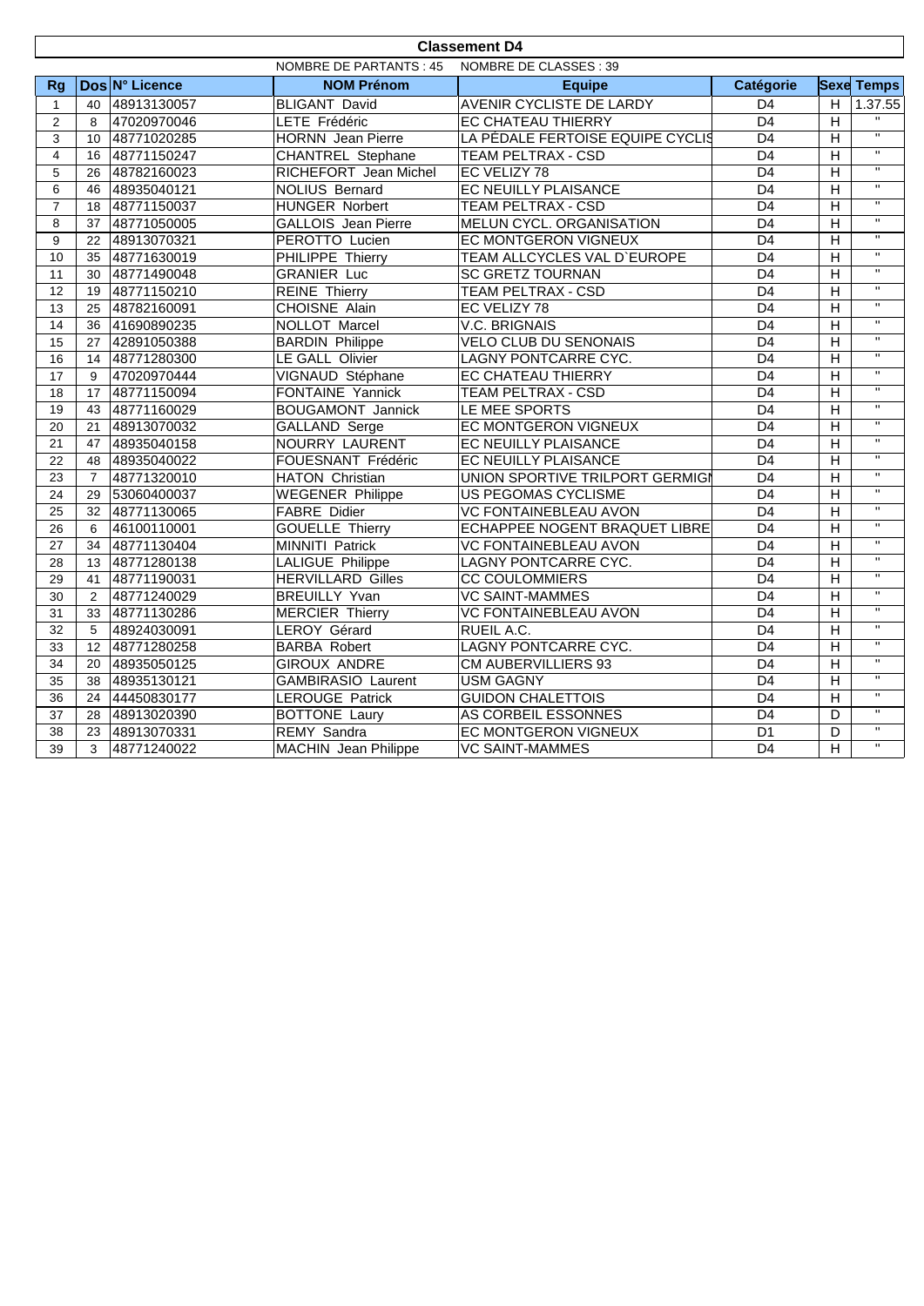## Classement D4

NOMBRE DE PARTANTS : 45 NOMBRE DE CLASSES : 39

| Rg | Dos | N° Licence | NOM Prénom | Equipe | Catégorie | Sexe | Temps |
|---|---|---|---|---|---|---|---|
| 1 | 40 | 48913130057 | BLIGANT David | AVENIR CYCLISTE DE LARDY | D4 | H | 1.37.55 |
| 2 | 8 | 47020970046 | LETE Frédéric | EC CHATEAU THIERRY | D4 | H | " |
| 3 | 10 | 48771020285 | HORNN Jean Pierre | LA PÉDALE FERTOISE EQUIPE CYCLIS | D4 | H | " |
| 4 | 16 | 48771150247 | CHANTREL Stephane | TEAM PELTRAX - CSD | D4 | H | " |
| 5 | 26 | 48782160023 | RICHEFORT Jean Michel | EC VELIZY 78 | D4 | H | " |
| 6 | 46 | 48935040121 | NOLIUS Bernard | EC NEUILLY PLAISANCE | D4 | H | " |
| 7 | 18 | 48771150037 | HUNGER Norbert | TEAM PELTRAX - CSD | D4 | H | " |
| 8 | 37 | 48771050005 | GALLOIS Jean Pierre | MELUN CYCL. ORGANISATION | D4 | H | " |
| 9 | 22 | 48913070321 | PEROTTO Lucien | EC MONTGERON VIGNEUX | D4 | H | " |
| 10 | 35 | 48771630019 | PHILIPPE Thierry | TEAM ALLCYCLES VAL D`EUROPE | D4 | H | " |
| 11 | 30 | 48771490048 | GRANIER Luc | SC GRETZ TOURNAN | D4 | H | " |
| 12 | 19 | 48771150210 | REINE Thierry | TEAM PELTRAX - CSD | D4 | H | " |
| 13 | 25 | 48782160091 | CHOISNE Alain | EC VELIZY 78 | D4 | H | " |
| 14 | 36 | 41690890235 | NOLLOT Marcel | V.C. BRIGNAIS | D4 | H | " |
| 15 | 27 | 42891050388 | BARDIN Philippe | VELO CLUB DU SENONAIS | D4 | H | " |
| 16 | 14 | 48771280300 | LE GALL Olivier | LAGNY PONTCARRE CYC. | D4 | H | " |
| 17 | 9 | 47020970444 | VIGNAUD Stéphane | EC CHATEAU THIERRY | D4 | H | " |
| 18 | 17 | 48771150094 | FONTAINE Yannick | TEAM PELTRAX - CSD | D4 | H | " |
| 19 | 43 | 48771160029 | BOUGAMONT Jannick | LE MEE SPORTS | D4 | H | " |
| 20 | 21 | 48913070032 | GALLAND Serge | EC MONTGERON VIGNEUX | D4 | H | " |
| 21 | 47 | 48935040158 | NOURRY LAURENT | EC NEUILLY PLAISANCE | D4 | H | " |
| 22 | 48 | 48935040022 | FOUESNANT Frédéric | EC NEUILLY PLAISANCE | D4 | H | " |
| 23 | 7 | 48771320010 | HATON Christian | UNION SPORTIVE TRILPORT GERMIGI | D4 | H | " |
| 24 | 29 | 53060400037 | WEGENER Philippe | US PEGOMAS CYCLISME | D4 | H | " |
| 25 | 32 | 48771130065 | FABRE Didier | VC FONTAINEBLEAU AVON | D4 | H | " |
| 26 | 6 | 46100110001 | GOUELLE Thierry | ECHAPPEE NOGENT BRAQUET LIBRE | D4 | H | " |
| 27 | 34 | 48771130404 | MINNITI Patrick | VC FONTAINEBLEAU AVON | D4 | H | " |
| 28 | 13 | 48771280138 | LALIGUE Philippe | LAGNY PONTCARRE CYC. | D4 | H | " |
| 29 | 41 | 48771190031 | HERVILLARD Gilles | CC COULOMMIERS | D4 | H | " |
| 30 | 2 | 48771240029 | BREUILLY Yvan | VC SAINT-MAMMES | D4 | H | " |
| 31 | 33 | 48771130286 | MERCIER Thierry | VC FONTAINEBLEAU AVON | D4 | H | " |
| 32 | 5 | 48924030091 | LEROY Gérard | RUEIL A.C. | D4 | H | " |
| 33 | 12 | 48771280258 | BARBA Robert | LAGNY PONTCARRE CYC. | D4 | H | " |
| 34 | 20 | 48935050125 | GIROUX ANDRE | CM AUBERVILLIERS 93 | D4 | H | " |
| 35 | 38 | 48935130121 | GAMBIRASIO Laurent | USM GAGNY | D4 | H | " |
| 36 | 24 | 44450830177 | LEROUGE Patrick | GUIDON CHALETTOIS | D4 | H | " |
| 37 | 28 | 48913020390 | BOTTONE Laury | AS CORBEIL ESSONNES | D4 | D | " |
| 38 | 23 | 48913070331 | REMY Sandra | EC MONTGERON VIGNEUX | D1 | D | " |
| 39 | 3 | 48771240022 | MACHIN Jean Philippe | VC SAINT-MAMMES | D4 | H | " |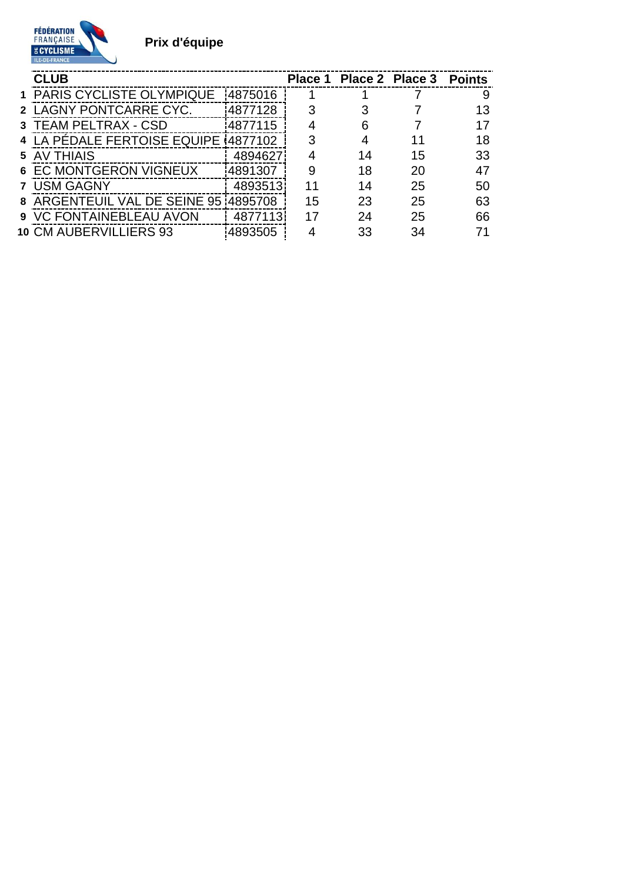FÉDÉRATION FRANÇAISE DE CYCLISME ILE-DE-FRANCE

# Prix d'équipe

| | CLUB | | Place 1 | Place 2 | Place 3 | Points |
|---|---|---|---|---|---|---|
| 1 | PARIS CYCLISTE OLYMPIQUE | 4875016 | 1 | 1 | 7 | 9 |
| 2 | LAGNY PONTCARRE CYC. | 4877128 | 3 | 3 | 7 | 13 |
| 3 | TEAM PELTRAX - CSD | 4877115 | 4 | 6 | 7 | 17 |
| 4 | LA PÉDALE FERTOISE EQUIPE | 4877102 | 3 | 4 | 11 | 18 |
| 5 | AV THIAIS | 4894627 | 4 | 14 | 15 | 33 |
| 6 | EC MONTGERON VIGNEUX | 4891307 | 9 | 18 | 20 | 47 |
| 7 | USM GAGNY | 4893513 | 11 | 14 | 25 | 50 |
| 8 | ARGENTEUIL VAL DE SEINE 95 | 4895708 | 15 | 23 | 25 | 63 |
| 9 | VC FONTAINEBLEAU AVON | 4877113 | 17 | 24 | 25 | 66 |
| 10 | CM AUBERVILLIERS 93 | 4893505 | 4 | 33 | 34 | 71 |